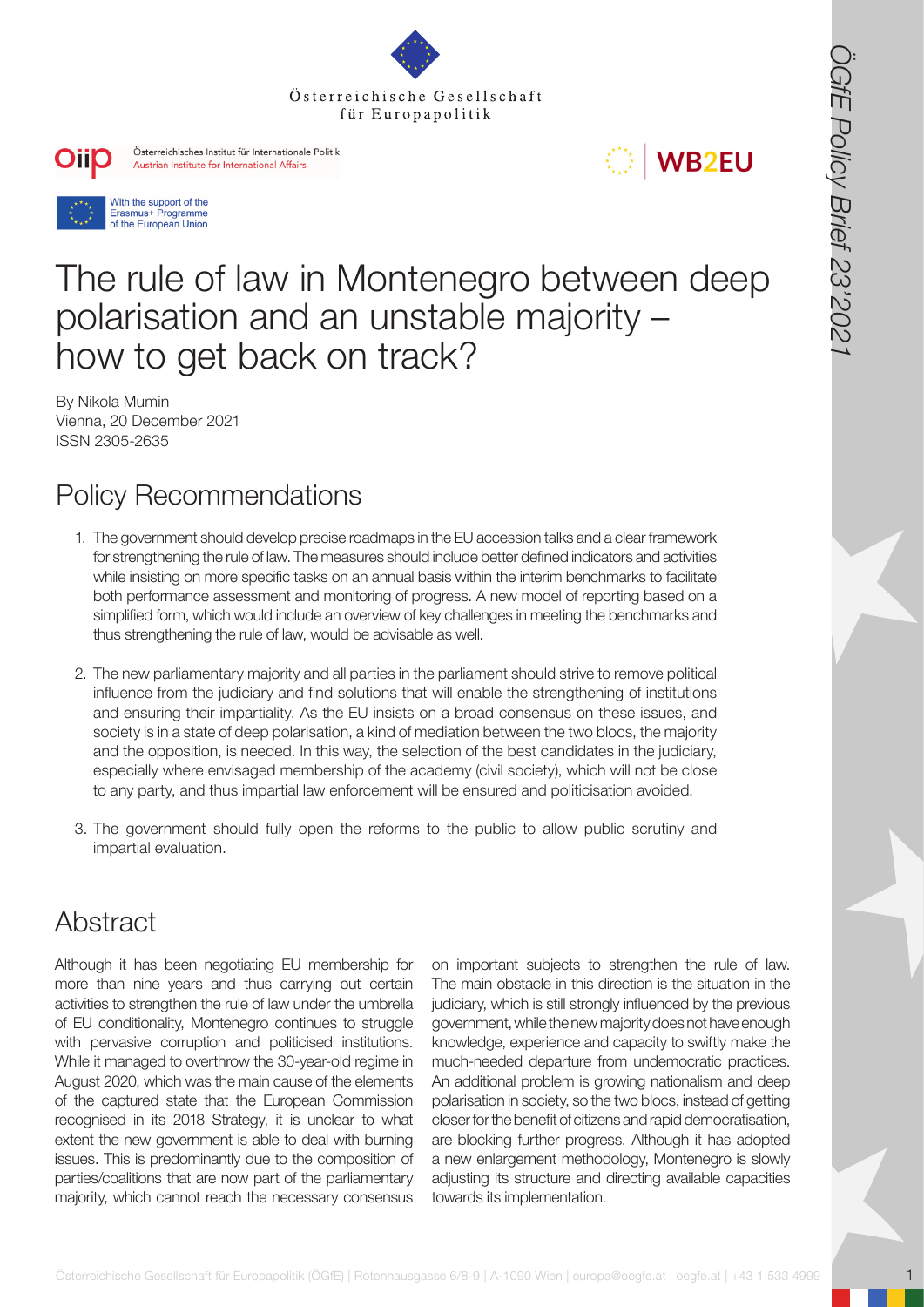Österreichische Gesellschaft für Europapolitik

Österreichisches Institut für Internationale Politik
Austrian Institute for International Affairs

WB2EU

With the support of the Erasmus+ Programme of the European Union

# The rule of law in Montenegro between deep polarisation and an unstable majority – how to get back on track?

By Nikola Mumin
Vienna, 20 December 2021
ISSN 2305-2635

## Policy Recommendations

1. The government should develop precise roadmaps in the EU accession talks and a clear framework for strengthening the rule of law. The measures should include better defined indicators and activities while insisting on more specific tasks on an annual basis within the interim benchmarks to facilitate both performance assessment and monitoring of progress. A new model of reporting based on a simplified form, which would include an overview of key challenges in meeting the benchmarks and thus strengthening the rule of law, would be advisable as well.
2. The new parliamentary majority and all parties in the parliament should strive to remove political influence from the judiciary and find solutions that will enable the strengthening of institutions and ensuring their impartiality. As the EU insists on a broad consensus on these issues, and society is in a state of deep polarisation, a kind of mediation between the two blocs, the majority and the opposition, is needed. In this way, the selection of the best candidates in the judiciary, especially where envisaged membership of the academy (civil society), which will not be close to any party, and thus impartial law enforcement will be ensured and politicisation avoided.
3. The government should fully open the reforms to the public to allow public scrutiny and impartial evaluation.

## Abstract

Although it has been negotiating EU membership for more than nine years and thus carrying out certain activities to strengthen the rule of law under the umbrella of EU conditionality, Montenegro continues to struggle with pervasive corruption and politicised institutions. While it managed to overthrow the 30-year-old regime in August 2020, which was the main cause of the elements of the captured state that the European Commission recognised in its 2018 Strategy, it is unclear to what extent the new government is able to deal with burning issues. This is predominantly due to the composition of parties/coalitions that are now part of the parliamentary majority, which cannot reach the necessary consensus on important subjects to strengthen the rule of law. The main obstacle in this direction is the situation in the judiciary, which is still strongly influenced by the previous government, while the new majority does not have enough knowledge, experience and capacity to swiftly make the much-needed departure from undemocratic practices. An additional problem is growing nationalism and deep polarisation in society, so the two blocs, instead of getting closer for the benefit of citizens and rapid democratisation, are blocking further progress. Although it has adopted a new enlargement methodology, Montenegro is slowly adjusting its structure and directing available capacities towards its implementation.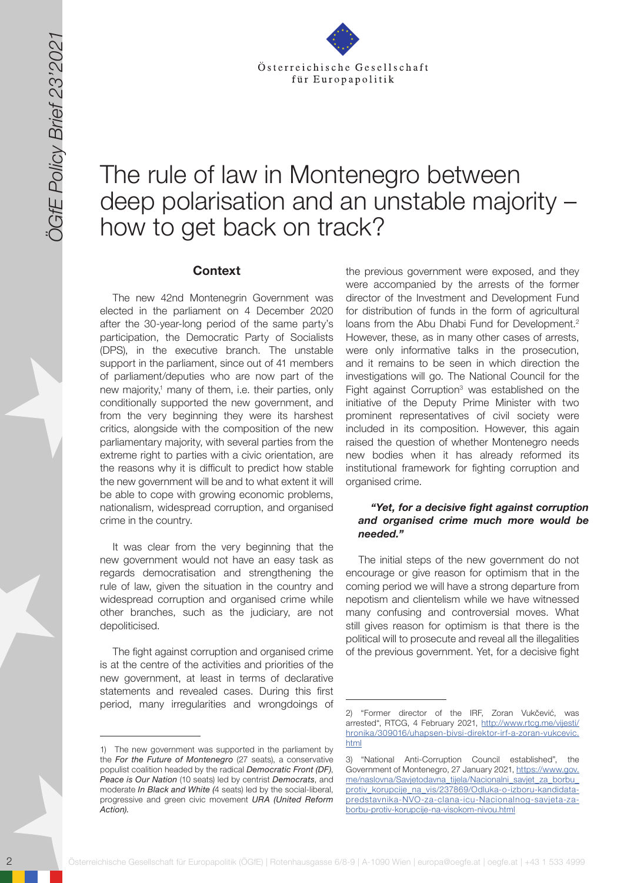# The rule of law in Montenegro between deep polarisation and an unstable majority – how to get back on track?

## Context

The new 42nd Montenegrin Government was elected in the parliament on 4 December 2020 after the 30-year-long period of the same party's participation, the Democratic Party of Socialists (DPS), in the executive branch. The unstable support in the parliament, since out of 41 members of parliament/deputies who are now part of the new majority,[1] many of them, i.e. their parties, only conditionally supported the new government, and from the very beginning they were its harshest critics, alongside with the composition of the new parliamentary majority, with several parties from the extreme right to parties with a civic orientation, are the reasons why it is difficult to predict how stable the new government will be and to what extent it will be able to cope with growing economic problems, nationalism, widespread corruption, and organised crime in the country.

It was clear from the very beginning that the new government would not have an easy task as regards democratisation and strengthening the rule of law, given the situation in the country and widespread corruption and organised crime while other branches, such as the judiciary, are not depoliticised.

The fight against corruption and organised crime is at the centre of the activities and priorities of the new government, at least in terms of declarative statements and revealed cases. During this first period, many irregularities and wrongdoings of the previous government were exposed, and they were accompanied by the arrests of the former director of the Investment and Development Fund for distribution of funds in the form of agricultural loans from the Abu Dhabi Fund for Development.[2] However, these, as in many other cases of arrests, were only informative talks in the prosecution, and it remains to be seen in which direction the investigations will go. The National Council for the Fight against Corruption[3] was established on the initiative of the Deputy Prime Minister with two prominent representatives of civil society were included in its composition. However, this again raised the question of whether Montenegro needs new bodies when it has already reformed its institutional framework for fighting corruption and organised crime.

***"Yet, for a decisive fight against corruption and organised crime much more would be needed."***

The initial steps of the new government do not encourage or give reason for optimism that in the coming period we will have a strong departure from nepotism and clientelism while we have witnessed many confusing and controversial moves. What still gives reason for optimism is that there is the political will to prosecute and reveal all the illegalities of the previous government. Yet, for a decisive fight

---

1) The new government was supported in the parliament by the *For the Future of Montenegro* (27 seats), a conservative populist coalition headed by the radical *Democratic Front (DF)*, *Peace is Our Nation* (10 seats) led by centrist *Democrats*, and moderate *In Black and White* (4 seats) led by the social-liberal, progressive and green civic movement *URA (United Reform Action)*.

2) "Former director of the IRF, Zoran Vukčević, was arrested", RTCG, 4 February 2021, http://www.rtcg.me/vijesti/hronika/309016/uhapsen-bivsi-direktor-irf-a-zoran-vukcevic.html

3) "National Anti-Corruption Council established", the Government of Montenegro, 27 January 2021, https://www.gov.me/naslovna/Savjetodavna_tijela/Nacionalni_savjet_za_borbu_protiv_korupcije_na_vis/237869/Odluka-o-izboru-kandidata-predstavnika-NVO-za-clana-icu-Nacionalnog-savjeta-za-borbu-protiv-korupcije-na-visokom-nivou.html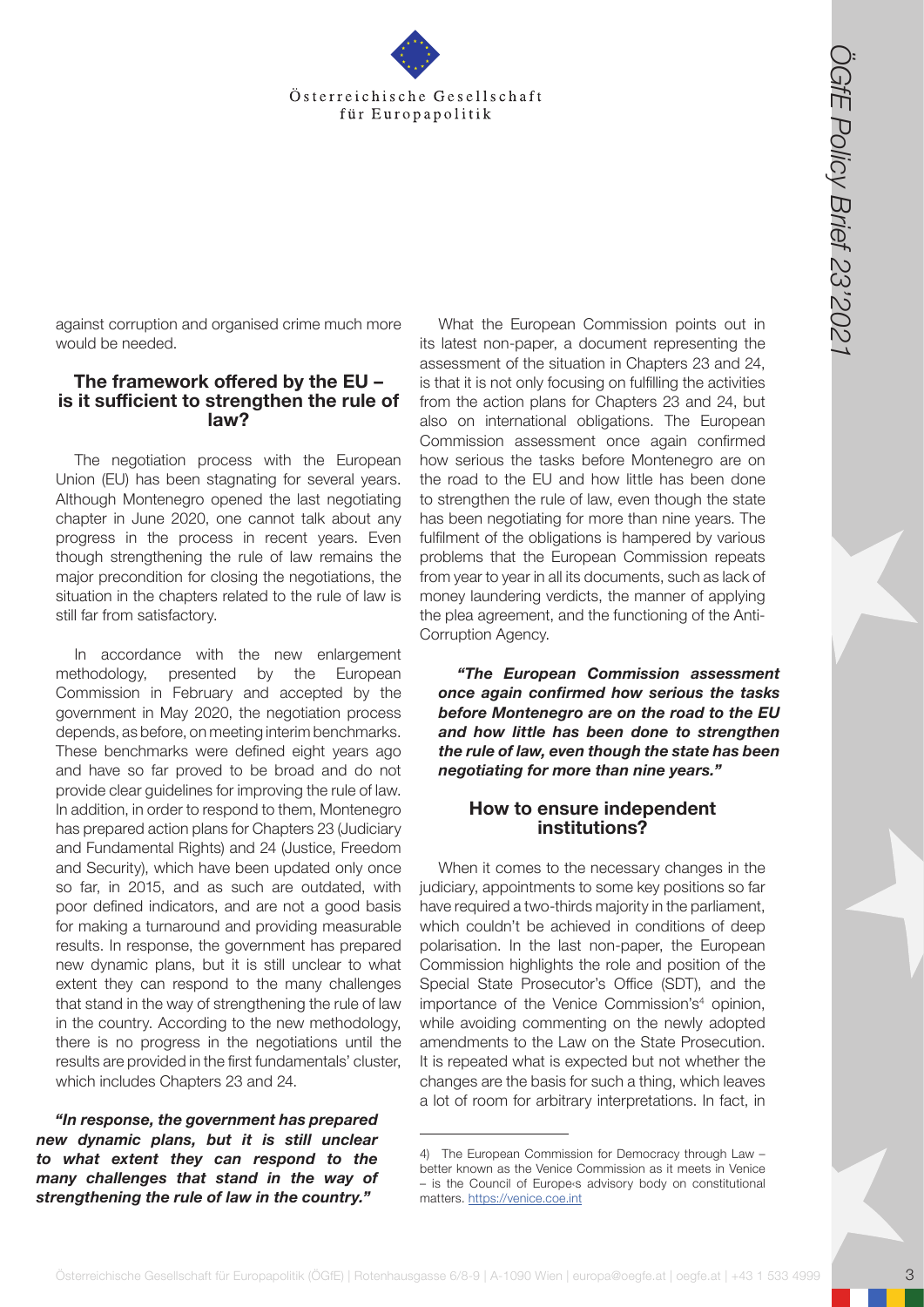against corruption and organised crime much more would be needed.

## The framework offered by the EU – is it sufficient to strengthen the rule of law?

The negotiation process with the European Union (EU) has been stagnating for several years. Although Montenegro opened the last negotiating chapter in June 2020, one cannot talk about any progress in the process in recent years. Even though strengthening the rule of law remains the major precondition for closing the negotiations, the situation in the chapters related to the rule of law is still far from satisfactory.

In accordance with the new enlargement methodology, presented by the European Commission in February and accepted by the government in May 2020, the negotiation process depends, as before, on meeting interim benchmarks. These benchmarks were defined eight years ago and have so far proved to be broad and do not provide clear guidelines for improving the rule of law. In addition, in order to respond to them, Montenegro has prepared action plans for Chapters 23 (Judiciary and Fundamental Rights) and 24 (Justice, Freedom and Security), which have been updated only once so far, in 2015, and as such are outdated, with poor defined indicators, and are not a good basis for making a turnaround and providing measurable results. In response, the government has prepared new dynamic plans, but it is still unclear to what extent they can respond to the many challenges that stand in the way of strengthening the rule of law in the country. According to the new methodology, there is no progress in the negotiations until the results are provided in the first fundamentals' cluster, which includes Chapters 23 and 24.

***"In response, the government has prepared new dynamic plans, but it is still unclear to what extent they can respond to the many challenges that stand in the way of strengthening the rule of law in the country."***

What the European Commission points out in its latest non-paper, a document representing the assessment of the situation in Chapters 23 and 24, is that it is not only focusing on fulfilling the activities from the action plans for Chapters 23 and 24, but also on international obligations. The European Commission assessment once again confirmed how serious the tasks before Montenegro are on the road to the EU and how little has been done to strengthen the rule of law, even though the state has been negotiating for more than nine years. The fulfilment of the obligations is hampered by various problems that the European Commission repeats from year to year in all its documents, such as lack of money laundering verdicts, the manner of applying the plea agreement, and the functioning of the Anti-Corruption Agency.

***"The European Commission assessment once again confirmed how serious the tasks before Montenegro are on the road to the EU and how little has been done to strengthen the rule of law, even though the state has been negotiating for more than nine years."***

## How to ensure independent institutions?

When it comes to the necessary changes in the judiciary, appointments to some key positions so far have required a two-thirds majority in the parliament, which couldn't be achieved in conditions of deep polarisation. In the last non-paper, the European Commission highlights the role and position of the Special State Prosecutor's Office (SDT), and the importance of the Venice Commission's[4] opinion, while avoiding commenting on the newly adopted amendments to the Law on the State Prosecution. It is repeated what is expected but not whether the changes are the basis for such a thing, which leaves a lot of room for arbitrary interpretations. In fact, in

---

4) The European Commission for Democracy through Law – better known as the Venice Commission as it meets in Venice – is the Council of Europe's advisory body on constitutional matters. https://venice.coe.int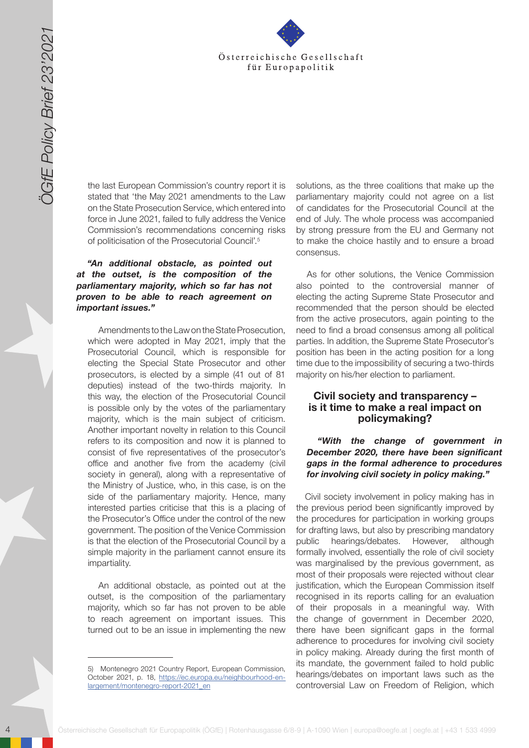the last European Commission's country report it is stated that 'the May 2021 amendments to the Law on the State Prosecution Service, which entered into force in June 2021, failed to fully address the Venice Commission's recommendations concerning risks of politicisation of the Prosecutorial Council'.[5]

***"An additional obstacle, as pointed out at the outset, is the composition of the parliamentary majority, which so far has not proven to be able to reach agreement on important issues."***

Amendments to the Law on the State Prosecution, which were adopted in May 2021, imply that the Prosecutorial Council, which is responsible for electing the Special State Prosecutor and other prosecutors, is elected by a simple (41 out of 81 deputies) instead of the two-thirds majority. In this way, the election of the Prosecutorial Council is possible only by the votes of the parliamentary majority, which is the main subject of criticism. Another important novelty in relation to this Council refers to its composition and now it is planned to consist of five representatives of the prosecutor's office and another five from the academy (civil society in general), along with a representative of the Ministry of Justice, who, in this case, is on the side of the parliamentary majority. Hence, many interested parties criticise that this is a placing of the Prosecutor's Office under the control of the new government. The position of the Venice Commission is that the election of the Prosecutorial Council by a simple majority in the parliament cannot ensure its impartiality.

An additional obstacle, as pointed out at the outset, is the composition of the parliamentary majority, which so far has not proven to be able to reach agreement on important issues. This turned out to be an issue in implementing the new solutions, as the three coalitions that make up the parliamentary majority could not agree on a list of candidates for the Prosecutorial Council at the end of July. The whole process was accompanied by strong pressure from the EU and Germany not to make the choice hastily and to ensure a broad consensus.

As for other solutions, the Venice Commission also pointed to the controversial manner of electing the acting Supreme State Prosecutor and recommended that the person should be elected from the active prosecutors, again pointing to the need to find a broad consensus among all political parties. In addition, the Supreme State Prosecutor's position has been in the acting position for a long time due to the impossibility of securing a two-thirds majority on his/her election to parliament.

## Civil society and transparency – is it time to make a real impact on policymaking?

***"With the change of government in December 2020, there have been significant gaps in the formal adherence to procedures for involving civil society in policy making."***

Civil society involvement in policy making has in the previous period been significantly improved by the procedures for participation in working groups for drafting laws, but also by prescribing mandatory public hearings/debates. However, although formally involved, essentially the role of civil society was marginalised by the previous government, as most of their proposals were rejected without clear justification, which the European Commission itself recognised in its reports calling for an evaluation of their proposals in a meaningful way. With the change of government in December 2020, there have been significant gaps in the formal adherence to procedures for involving civil society in policy making. Already during the first month of its mandate, the government failed to hold public hearings/debates on important laws such as the controversial Law on Freedom of Religion, which

---

5) Montenegro 2021 Country Report, European Commission, October 2021, p. 18, https://ec.europa.eu/neighbourhood-enlargement/montenegro-report-2021_en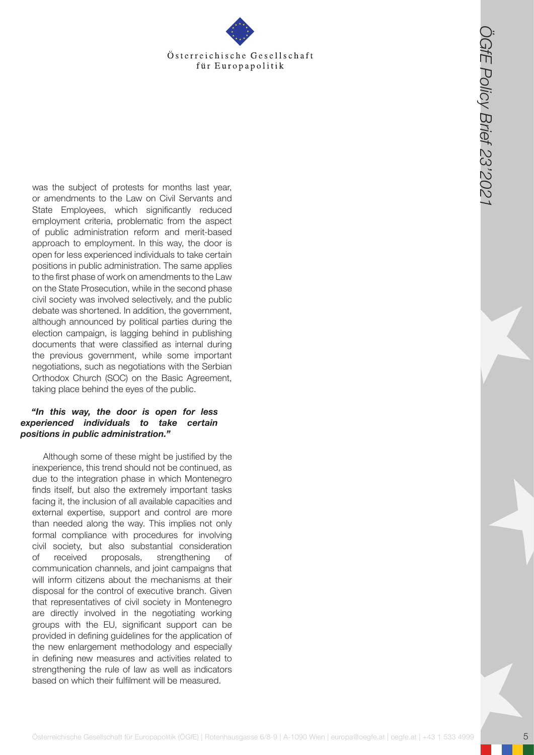was the subject of protests for months last year, or amendments to the Law on Civil Servants and State Employees, which significantly reduced employment criteria, problematic from the aspect of public administration reform and merit-based approach to employment. In this way, the door is open for less experienced individuals to take certain positions in public administration. The same applies to the first phase of work on amendments to the Law on the State Prosecution, while in the second phase civil society was involved selectively, and the public debate was shortened. In addition, the government, although announced by political parties during the election campaign, is lagging behind in publishing documents that were classified as internal during the previous government, while some important negotiations, such as negotiations with the Serbian Orthodox Church (SOC) on the Basic Agreement, taking place behind the eyes of the public.

***"In this way, the door is open for less experienced individuals to take certain positions in public administration."***

Although some of these might be justified by the inexperience, this trend should not be continued, as due to the integration phase in which Montenegro finds itself, but also the extremely important tasks facing it, the inclusion of all available capacities and external expertise, support and control are more than needed along the way. This implies not only formal compliance with procedures for involving civil society, but also substantial consideration of received proposals, strengthening of communication channels, and joint campaigns that will inform citizens about the mechanisms at their disposal for the control of executive branch. Given that representatives of civil society in Montenegro are directly involved in the negotiating working groups with the EU, significant support can be provided in defining guidelines for the application of the new enlargement methodology and especially in defining new measures and activities related to strengthening the rule of law as well as indicators based on which their fulfilment will be measured.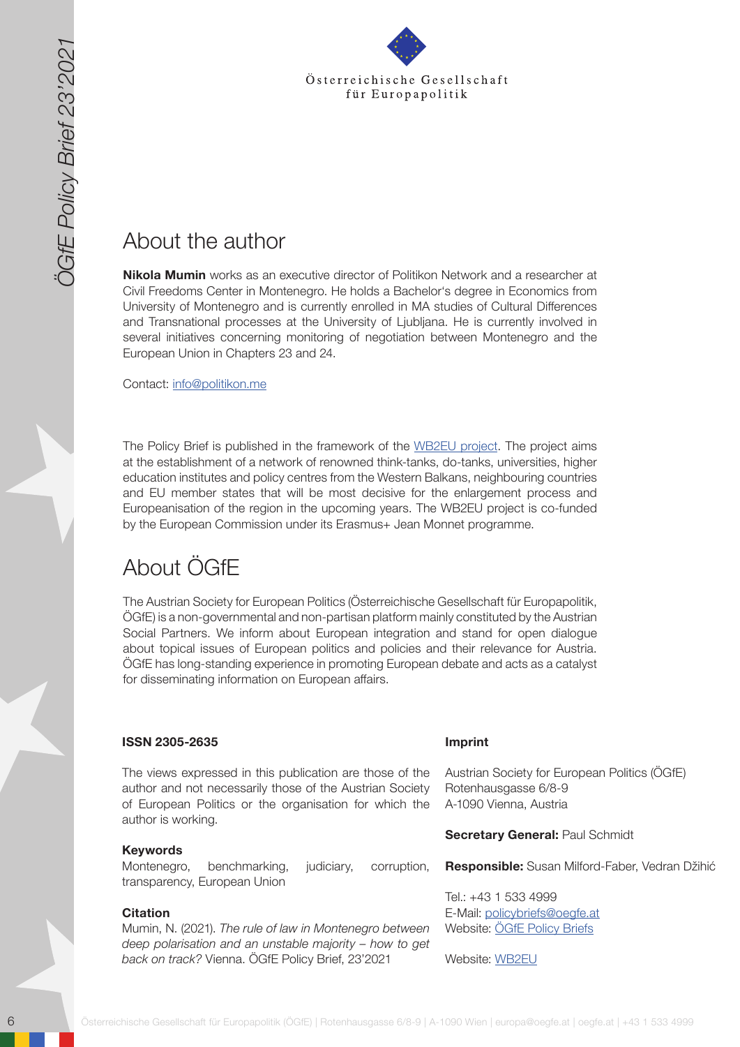Österreichische Gesellschaft für Europapolitik

## About the author

**Nikola Mumin** works as an executive director of Politikon Network and a researcher at Civil Freedoms Center in Montenegro. He holds a Bachelor's degree in Economics from University of Montenegro and is currently enrolled in MA studies of Cultural Differences and Transnational processes at the University of Ljubljana. He is currently involved in several initiatives concerning monitoring of negotiation between Montenegro and the European Union in Chapters 23 and 24.

Contact: info@politikon.me

The Policy Brief is published in the framework of the WB2EU project. The project aims at the establishment of a network of renowned think-tanks, do-tanks, universities, higher education institutes and policy centres from the Western Balkans, neighbouring countries and EU member states that will be most decisive for the enlargement process and Europeanisation of the region in the upcoming years. The WB2EU project is co-funded by the European Commission under its Erasmus+ Jean Monnet programme.

## About ÖGfE

The Austrian Society for European Politics (Österreichische Gesellschaft für Europapolitik, ÖGfE) is a non-governmental and non-partisan platform mainly constituted by the Austrian Social Partners. We inform about European integration and stand for open dialogue about topical issues of European politics and policies and their relevance for Austria. ÖGfE has long-standing experience in promoting European debate and acts as a catalyst for disseminating information on European affairs.

**ISSN 2305-2635**

The views expressed in this publication are those of the author and not necessarily those of the Austrian Society of European Politics or the organisation for which the author is working.

**Keywords**

Montenegro, benchmarking, judiciary, corruption, transparency, European Union

**Citation**

Mumin, N. (2021). *The rule of law in Montenegro between deep polarisation and an unstable majority – how to get back on track?* Vienna. ÖGfE Policy Brief, 23'2021

**Imprint**

Austrian Society for European Politics (ÖGfE)
Rotenhausgasse 6/8-9
A-1090 Vienna, Austria

**Secretary General:** Paul Schmidt

**Responsible:** Susan Milford-Faber, Vedran Džihić

Tel.: +43 1 533 4999
E-Mail: policybriefs@oegfe.at
Website: ÖGfE Policy Briefs

Website: WB2EU